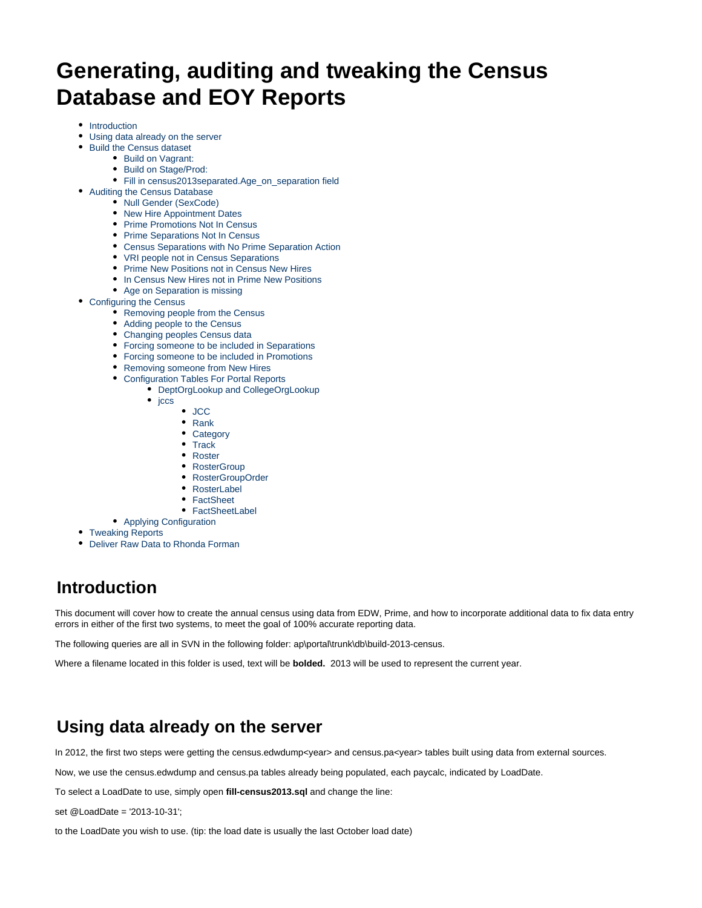# Generating, auditing and tweaking the Census Database and EOY Reports

- Introduction
- Using data already on the server
- Build the Census dataset
  - Build on Vagrant:
  - Build on Stage/Prod:
  - Fill in census2013separated.Age_on_separation field
- Auditing the Census Database
  - Null Gender (SexCode)
  - New Hire Appointment Dates
  - Prime Promotions Not In Census
  - Prime Separations Not In Census
  - Census Separations with No Prime Separation Action
  - VRI people not in Census Separations
  - Prime New Positions not in Census New Hires
  - In Census New Hires not in Prime New Positions
  - Age on Separation is missing
- Configuring the Census
  - Removing people from the Census
  - Adding people to the Census
  - Changing peoples Census data
  - Forcing someone to be included in Separations
  - Forcing someone to be included in Promotions
  - Removing someone from New Hires
  - Configuration Tables For Portal Reports
    - DeptOrgLookup and CollegeOrgLookup
    - jccs
      - JCC
      - Rank
      - Category
      - Track
      - Roster
      - RosterGroup
      - RosterGroupOrder
      - RosterLabel
      - FactSheet
      - FactSheetLabel
  - Applying Configuration
- Tweaking Reports
- Deliver Raw Data to Rhonda Forman

## Introduction

This document will cover how to create the annual census using data from EDW, Prime, and how to incorporate additional data to fix data entry errors in either of the first two systems, to meet the goal of 100% accurate reporting data.

The following queries are all in SVN in the following folder: ap\portal\trunk\db\build-2013-census.

Where a filename located in this folder is used, text will be **bolded.** 2013 will be used to represent the current year.

## Using data already on the server

In 2012, the first two steps were getting the census.edwdump<year> and census.pa<year> tables built using data from external sources.

Now, we use the census.edwdump and census.pa tables already being populated, each paycalc, indicated by LoadDate.

To select a LoadDate to use, simply open **fill-census2013.sql** and change the line:

set @LoadDate = '2013-10-31';

to the LoadDate you wish to use. (tip: the load date is usually the last October load date)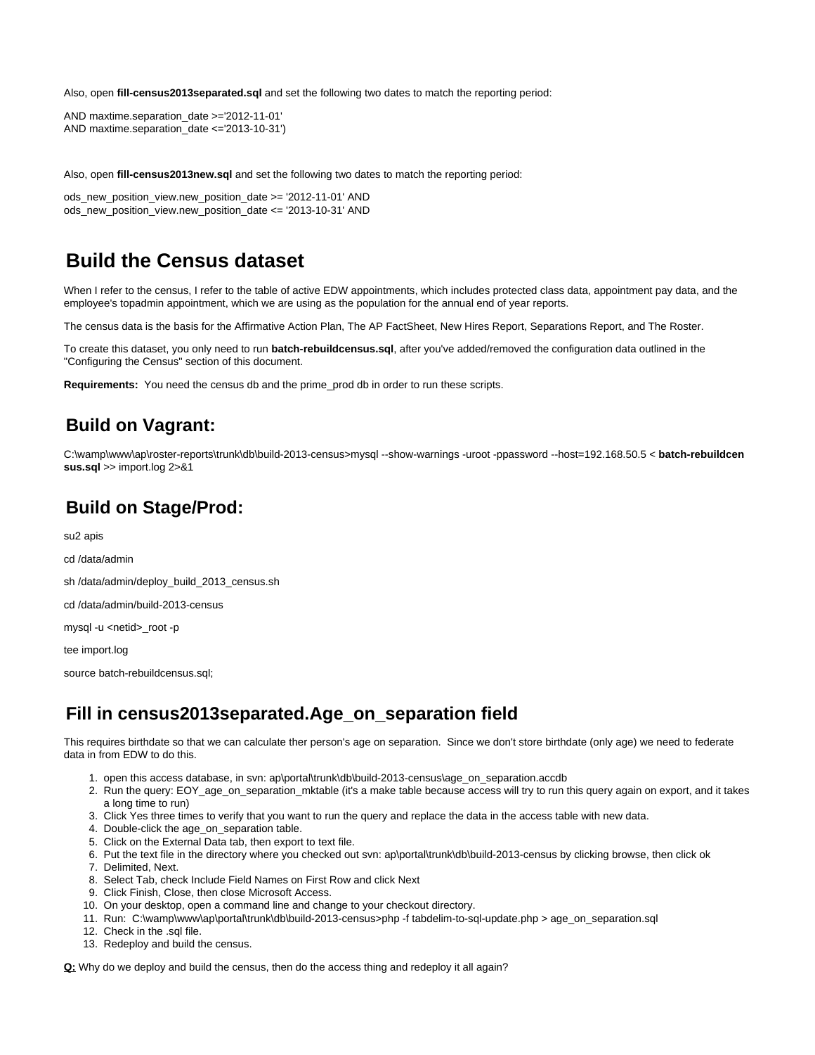Also, open **fill-census2013separated.sql** and set the following two dates to match the reporting period:

AND maxtime.separation_date >='2012-11-01'
AND maxtime.separation_date <='2013-10-31')

Also, open **fill-census2013new.sql** and set the following two dates to match the reporting period:

ods_new_position_view.new_position_date >= '2012-11-01' AND
ods_new_position_view.new_position_date <= '2013-10-31' AND

# Build the Census dataset

When I refer to the census, I refer to the table of active EDW appointments, which includes protected class data, appointment pay data, and the employee's topadmin appointment, which we are using as the population for the annual end of year reports.

The census data is the basis for the Affirmative Action Plan, The AP FactSheet, New Hires Report, Separations Report, and The Roster.

To create this dataset, you only need to run **batch-rebuildcensus.sql**, after you've added/removed the configuration data outlined in the "Configuring the Census" section of this document.

**Requirements:** You need the census db and the prime_prod db in order to run these scripts.

## Build on Vagrant:

C:\wamp\www\ap\roster-reports\trunk\db\build-2013-census>mysql --show-warnings -uroot -ppassword --host=192.168.50.5 < **batch-rebuildcensus.sql** >> import.log 2>&1

## Build on Stage/Prod:

su2 apis

cd /data/admin

sh /data/admin/deploy_build_2013_census.sh

cd /data/admin/build-2013-census

mysql -u <netid>_root -p

tee import.log

source batch-rebuildcensus.sql;

## Fill in census2013separated.Age_on_separation field

This requires birthdate so that we can calculate ther person's age on separation. Since we don't store birthdate (only age) we need to federate data in from EDW to do this.

1. open this access database, in svn: ap\portal\trunk\db\build-2013-census\age_on_separation.accdb
2. Run the query: EOY_age_on_separation_mktable (it's a make table because access will try to run this query again on export, and it takes a long time to run)
3. Click Yes three times to verify that you want to run the query and replace the data in the access table with new data.
4. Double-click the age_on_separation table.
5. Click on the External Data tab, then export to text file.
6. Put the text file in the directory where you checked out svn: ap\portal\trunk\db\build-2013-census by clicking browse, then click ok
7. Delimited, Next.
8. Select Tab, check Include Field Names on First Row and click Next
9. Click Finish, Close, then close Microsoft Access.
10. On your desktop, open a command line and change to your checkout directory.
11. Run: C:\wamp\www\ap\portal\trunk\db\build-2013-census>php -f tabdelim-to-sql-update.php > age_on_separation.sql
12. Check in the .sql file.
13. Redeploy and build the census.

**Q:** Why do we deploy and build the census, then do the access thing and redeploy it all again?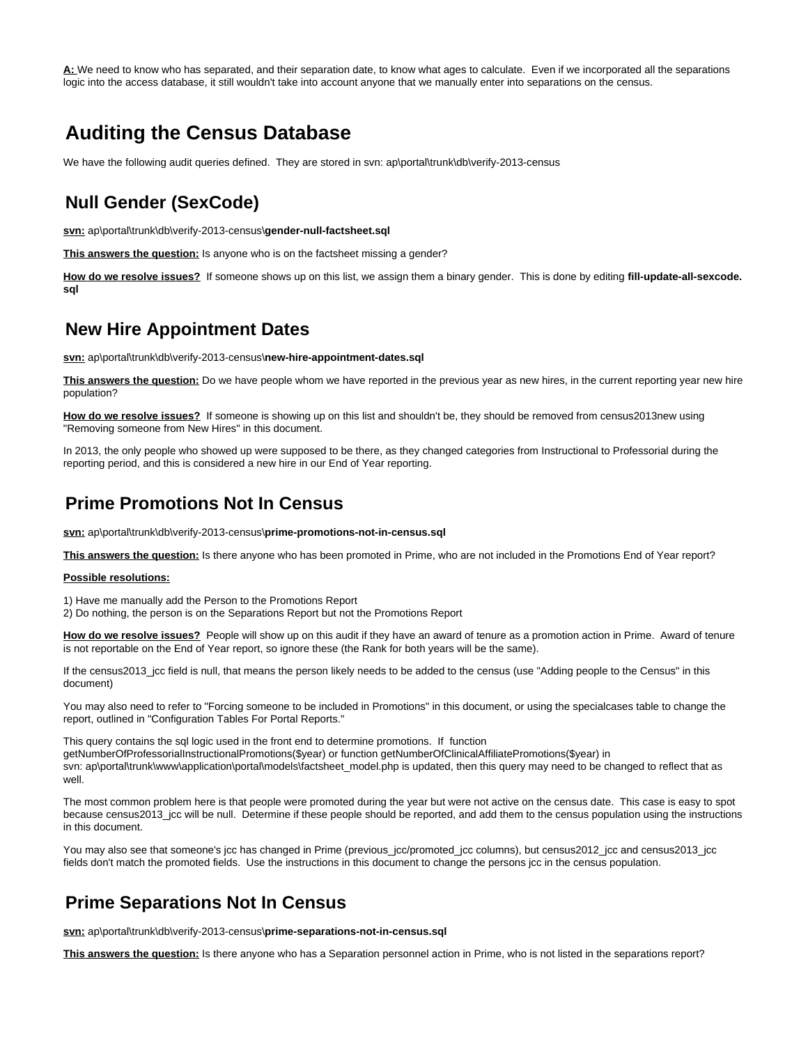**A:** We need to know who has separated, and their separation date, to know what ages to calculate. Even if we incorporated all the separations logic into the access database, it still wouldn't take into account anyone that we manually enter into separations on the census.

# Auditing the Census Database

We have the following audit queries defined. They are stored in svn: ap\portal\trunk\db\verify-2013-census

## Null Gender (SexCode)

**svn:** ap\portal\trunk\db\verify-2013-census\\**gender-null-factsheet.sql**

**This answers the question:** Is anyone who is on the factsheet missing a gender?

**How do we resolve issues?** If someone shows up on this list, we assign them a binary gender. This is done by editing **fill-update-all-sexcode.sql**

## New Hire Appointment Dates

**svn:** ap\portal\trunk\db\verify-2013-census\\**new-hire-appointment-dates.sql**

**This answers the question:** Do we have people whom we have reported in the previous year as new hires, in the current reporting year new hire population?

**How do we resolve issues?** If someone is showing up on this list and shouldn't be, they should be removed from census2013new using "Removing someone from New Hires" in this document.

In 2013, the only people who showed up were supposed to be there, as they changed categories from Instructional to Professorial during the reporting period, and this is considered a new hire in our End of Year reporting.

## Prime Promotions Not In Census

**svn:** ap\portal\trunk\db\verify-2013-census\\**prime-promotions-not-in-census.sql**

**This answers the question:** Is there anyone who has been promoted in Prime, who are not included in the Promotions End of Year report?

**Possible resolutions:**

1) Have me manually add the Person to the Promotions Report
2) Do nothing, the person is on the Separations Report but not the Promotions Report

**How do we resolve issues?** People will show up on this audit if they have an award of tenure as a promotion action in Prime. Award of tenure is not reportable on the End of Year report, so ignore these (the Rank for both years will be the same).

If the census2013_jcc field is null, that means the person likely needs to be added to the census (use "Adding people to the Census" in this document)

You may also need to refer to "Forcing someone to be included in Promotions" in this document, or using the specialcases table to change the report, outlined in "Configuration Tables For Portal Reports."

This query contains the sql logic used in the front end to determine promotions. If function getNumberOfProfessorialInstructionalPromotions($year) or function getNumberOfClinicalAffiliatePromotions($year) in svn: ap\portal\trunk\www\application\portal\models\factsheet_model.php is updated, then this query may need to be changed to reflect that as well.

The most common problem here is that people were promoted during the year but were not active on the census date. This case is easy to spot because census2013_jcc will be null. Determine if these people should be reported, and add them to the census population using the instructions in this document.

You may also see that someone's jcc has changed in Prime (previous_jcc/promoted_jcc columns), but census2012_jcc and census2013_jcc fields don't match the promoted fields. Use the instructions in this document to change the persons jcc in the census population.

## Prime Separations Not In Census

**svn:** ap\portal\trunk\db\verify-2013-census\\**prime-separations-not-in-census.sql**

**This answers the question:** Is there anyone who has a Separation personnel action in Prime, who is not listed in the separations report?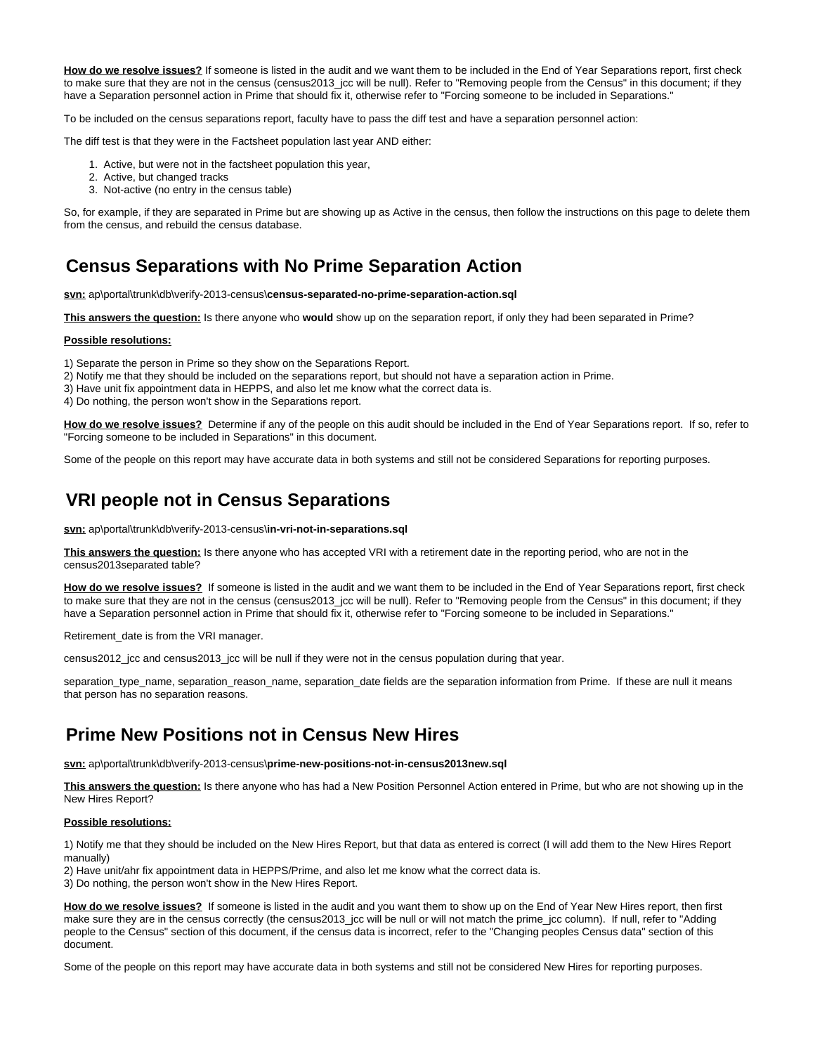**How do we resolve issues?** If someone is listed in the audit and we want them to be included in the End of Year Separations report, first check to make sure that they are not in the census (census2013_jcc will be null). Refer to "Removing people from the Census" in this document; if they have a Separation personnel action in Prime that should fix it, otherwise refer to "Forcing someone to be included in Separations."

To be included on the census separations report, faculty have to pass the diff test and have a separation personnel action:

The diff test is that they were in the Factsheet population last year AND either:

1. Active, but were not in the factsheet population this year,
2. Active, but changed tracks
3. Not-active (no entry in the census table)

So, for example, if they are separated in Prime but are showing up as Active in the census, then follow the instructions on this page to delete them from the census, and rebuild the census database.

## Census Separations with No Prime Separation Action

**svn:** ap\portal\trunk\db\verify-2013-census\**census-separated-no-prime-separation-action.sql**

**This answers the question:** Is there anyone who **would** show up on the separation report, if only they had been separated in Prime?

**Possible resolutions:**

1) Separate the person in Prime so they show on the Separations Report.
2) Notify me that they should be included on the separations report, but should not have a separation action in Prime.
3) Have unit fix appointment data in HEPPS, and also let me know what the correct data is.
4) Do nothing, the person won't show in the Separations report.

**How do we resolve issues?** Determine if any of the people on this audit should be included in the End of Year Separations report. If so, refer to "Forcing someone to be included in Separations" in this document.

Some of the people on this report may have accurate data in both systems and still not be considered Separations for reporting purposes.

## VRI people not in Census Separations

**svn:** ap\portal\trunk\db\verify-2013-census\**in-vri-not-in-separations.sql**

**This answers the question:** Is there anyone who has accepted VRI with a retirement date in the reporting period, who are not in the census2013separated table?

**How do we resolve issues?** If someone is listed in the audit and we want them to be included in the End of Year Separations report, first check to make sure that they are not in the census (census2013_jcc will be null). Refer to "Removing people from the Census" in this document; if they have a Separation personnel action in Prime that should fix it, otherwise refer to "Forcing someone to be included in Separations."

Retirement_date is from the VRI manager.

census2012_jcc and census2013_jcc will be null if they were not in the census population during that year.

separation_type_name, separation_reason_name, separation_date fields are the separation information from Prime. If these are null it means that person has no separation reasons.

## Prime New Positions not in Census New Hires

**svn:** ap\portal\trunk\db\verify-2013-census\**prime-new-positions-not-in-census2013new.sql**

**This answers the question:** Is there anyone who has had a New Position Personnel Action entered in Prime, but who are not showing up in the New Hires Report?

**Possible resolutions:**

1) Notify me that they should be included on the New Hires Report, but that data as entered is correct (I will add them to the New Hires Report manually)
2) Have unit/ahr fix appointment data in HEPPS/Prime, and also let me know what the correct data is.
3) Do nothing, the person won't show in the New Hires Report.

**How do we resolve issues?** If someone is listed in the audit and you want them to show up on the End of Year New Hires report, then first make sure they are in the census correctly (the census2013_jcc will be null or will not match the prime_jcc column). If null, refer to "Adding people to the Census" section of this document, if the census data is incorrect, refer to the "Changing peoples Census data" section of this document.

Some of the people on this report may have accurate data in both systems and still not be considered New Hires for reporting purposes.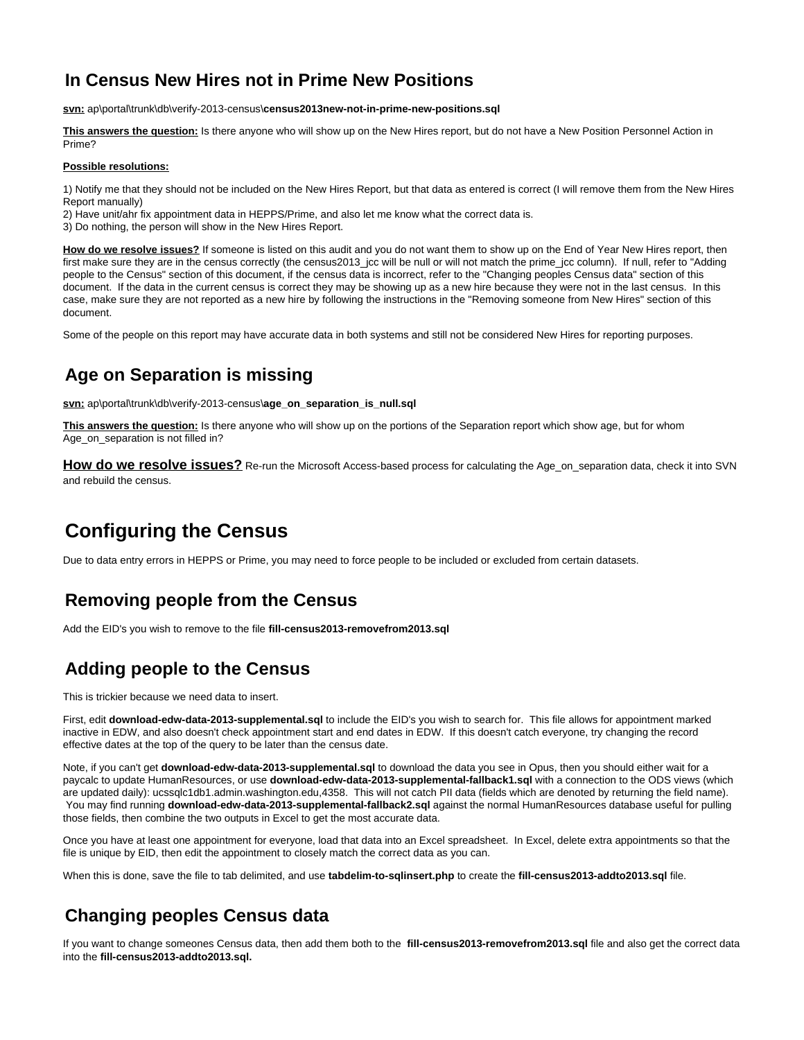## In Census New Hires not in Prime New Positions

**svn:** ap\portal\trunk\db\verify-2013-census\**census2013new-not-in-prime-new-positions.sql**

**This answers the question:** Is there anyone who will show up on the New Hires report, but do not have a New Position Personnel Action in Prime?

**Possible resolutions:**

1) Notify me that they should not be included on the New Hires Report, but that data as entered is correct (I will remove them from the New Hires Report manually)
2) Have unit/ahr fix appointment data in HEPPS/Prime, and also let me know what the correct data is.
3) Do nothing, the person will show in the New Hires Report.

**How do we resolve issues?** If someone is listed on this audit and you do not want them to show up on the End of Year New Hires report, then first make sure they are in the census correctly (the census2013_jcc will be null or will not match the prime_jcc column). If null, refer to "Adding people to the Census" section of this document, if the census data is incorrect, refer to the "Changing peoples Census data" section of this document. If the data in the current census is correct they may be showing up as a new hire because they were not in the last census. In this case, make sure they are not reported as a new hire by following the instructions in the "Removing someone from New Hires" section of this document.

Some of the people on this report may have accurate data in both systems and still not be considered New Hires for reporting purposes.

## Age on Separation is missing

**svn:** ap\portal\trunk\db\verify-2013-census\**age_on_separation_is_null.sql**

**This answers the question:** Is there anyone who will show up on the portions of the Separation report which show age, but for whom Age_on_separation is not filled in?

**How do we resolve issues?** Re-run the Microsoft Access-based process for calculating the Age_on_separation data, check it into SVN and rebuild the census.

# Configuring the Census

Due to data entry errors in HEPPS or Prime, you may need to force people to be included or excluded from certain datasets.

## Removing people from the Census

Add the EID's you wish to remove to the file **fill-census2013-removefrom2013.sql**

## Adding people to the Census

This is trickier because we need data to insert.

First, edit **download-edw-data-2013-supplemental.sql** to include the EID's you wish to search for. This file allows for appointment marked inactive in EDW, and also doesn't check appointment start and end dates in EDW. If this doesn't catch everyone, try changing the record effective dates at the top of the query to be later than the census date.

Note, if you can't get **download-edw-data-2013-supplemental.sql** to download the data you see in Opus, then you should either wait for a paycalc to update HumanResources, or use **download-edw-data-2013-supplemental-fallback1.sql** with a connection to the ODS views (which are updated daily): ucssqlc1db1.admin.washington.edu,4358. This will not catch PII data (fields which are denoted by returning the field name). You may find running **download-edw-data-2013-supplemental-fallback2.sql** against the normal HumanResources database useful for pulling those fields, then combine the two outputs in Excel to get the most accurate data.

Once you have at least one appointment for everyone, load that data into an Excel spreadsheet. In Excel, delete extra appointments so that the file is unique by EID, then edit the appointment to closely match the correct data as you can.

When this is done, save the file to tab delimited, and use **tabdelim-to-sqlinsert.php** to create the **fill-census2013-addto2013.sql** file.

## Changing peoples Census data

If you want to change someones Census data, then add them both to the **fill-census2013-removefrom2013.sql** file and also get the correct data into the **fill-census2013-addto2013.sql.**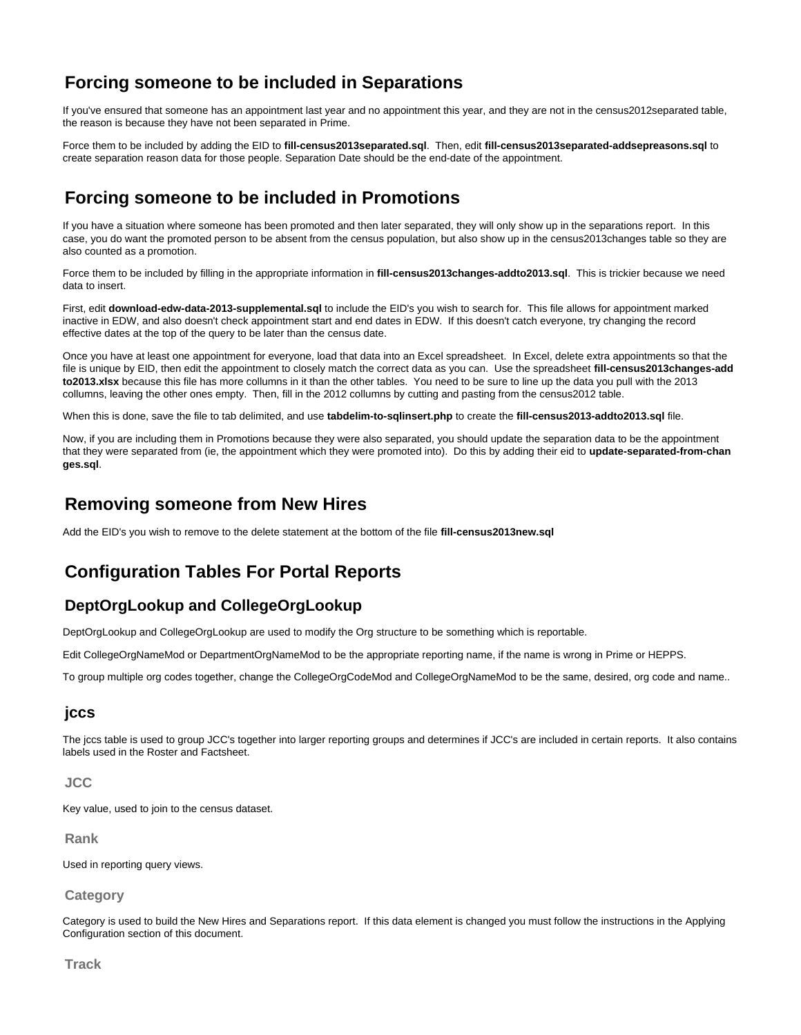## Forcing someone to be included in Separations

If you've ensured that someone has an appointment last year and no appointment this year, and they are not in the census2012separated table, the reason is because they have not been separated in Prime.

Force them to be included by adding the EID to **fill-census2013separated.sql**. Then, edit **fill-census2013separated-addsepreasons.sql** to create separation reason data for those people. Separation Date should be the end-date of the appointment.

## Forcing someone to be included in Promotions

If you have a situation where someone has been promoted and then later separated, they will only show up in the separations report. In this case, you do want the promoted person to be absent from the census population, but also show up in the census2013changes table so they are also counted as a promotion.

Force them to be included by filling in the appropriate information in **fill-census2013changes-addto2013.sql**. This is trickier because we need data to insert.

First, edit **download-edw-data-2013-supplemental.sql** to include the EID's you wish to search for. This file allows for appointment marked inactive in EDW, and also doesn't check appointment start and end dates in EDW. If this doesn't catch everyone, try changing the record effective dates at the top of the query to be later than the census date.

Once you have at least one appointment for everyone, load that data into an Excel spreadsheet. In Excel, delete extra appointments so that the file is unique by EID, then edit the appointment to closely match the correct data as you can. Use the spreadsheet **fill-census2013changes-addto2013.xlsx** because this file has more collumns in it than the other tables. You need to be sure to line up the data you pull with the 2013 collumns, leaving the other ones empty. Then, fill in the 2012 collumns by cutting and pasting from the census2012 table.

When this is done, save the file to tab delimited, and use **tabdelim-to-sqlinsert.php** to create the **fill-census2013-addto2013.sql** file.

Now, if you are including them in Promotions because they were also separated, you should update the separation data to be the appointment that they were separated from (ie, the appointment which they were promoted into). Do this by adding their eid to **update-separated-from-changes.sql**.

## Removing someone from New Hires

Add the EID's you wish to remove to the delete statement at the bottom of the file **fill-census2013new.sql**

## Configuration Tables For Portal Reports

### DeptOrgLookup and CollegeOrgLookup

DeptOrgLookup and CollegeOrgLookup are used to modify the Org structure to be something which is reportable.

Edit CollegeOrgNameMod or DepartmentOrgNameMod to be the appropriate reporting name, if the name is wrong in Prime or HEPPS.

To group multiple org codes together, change the CollegeOrgCodeMod and CollegeOrgNameMod to be the same, desired, org code and name..

### jccs

The jccs table is used to group JCC's together into larger reporting groups and determines if JCC's are included in certain reports. It also contains labels used in the Roster and Factsheet.

#### JCC

Key value, used to join to the census dataset.

#### Rank

Used in reporting query views.

#### Category

Category is used to build the New Hires and Separations report. If this data element is changed you must follow the instructions in the Applying Configuration section of this document.

#### Track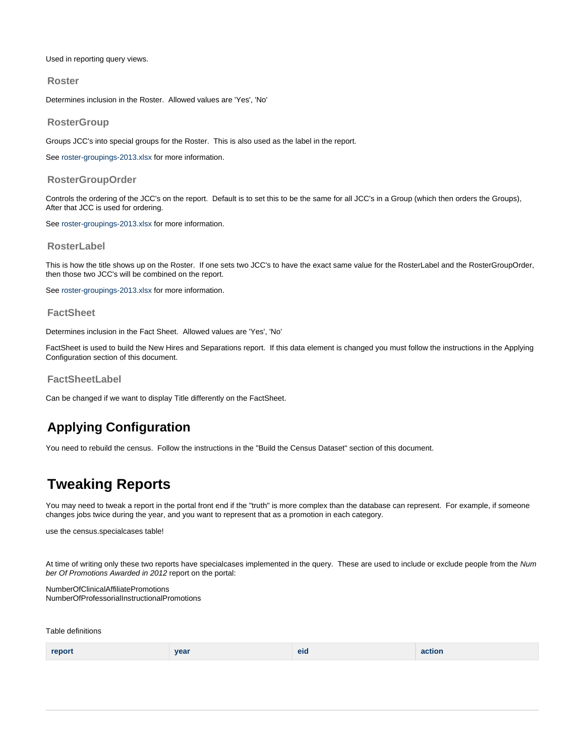Used in reporting query views.

### Roster

Determines inclusion in the Roster.  Allowed values are 'Yes', 'No'

### RosterGroup

Groups JCC's into special groups for the Roster.  This is also used as the label in the report.

See roster-groupings-2013.xlsx for more information.

### RosterGroupOrder

Controls the ordering of the JCC's on the report.  Default is to set this to be the same for all JCC's in a Group (which then orders the Groups), After that JCC is used for ordering.

See roster-groupings-2013.xlsx for more information.

### RosterLabel

This is how the title shows up on the Roster.  If one sets two JCC's to have the exact same value for the RosterLabel and the RosterGroupOrder, then those two JCC's will be combined on the report.

See roster-groupings-2013.xlsx for more information.

### FactSheet

Determines inclusion in the Fact Sheet.  Allowed values are 'Yes', 'No'

FactSheet is used to build the New Hires and Separations report.  If this data element is changed you must follow the instructions in the Applying Configuration section of this document.

### FactSheetLabel

Can be changed if we want to display Title differently on the FactSheet.

## Applying Configuration

You need to rebuild the census.  Follow the instructions in the "Build the Census Dataset" section of this document.

## Tweaking Reports

You may need to tweak a report in the portal front end if the "truth" is more complex than the database can represent.  For example, if someone changes jobs twice during the year, and you want to represent that as a promotion in each category.

use the census.specialcases table!

At time of writing only these two reports have specialcases implemented in the query.  These are used to include or exclude people from the *Number Of Promotions Awarded in 2012* report on the portal:

NumberOfClinicalAffiliatePromotions
NumberOfProfessorialInstructionalPromotions

Table definitions

| report | year | eid | action |
|---|---|---|---|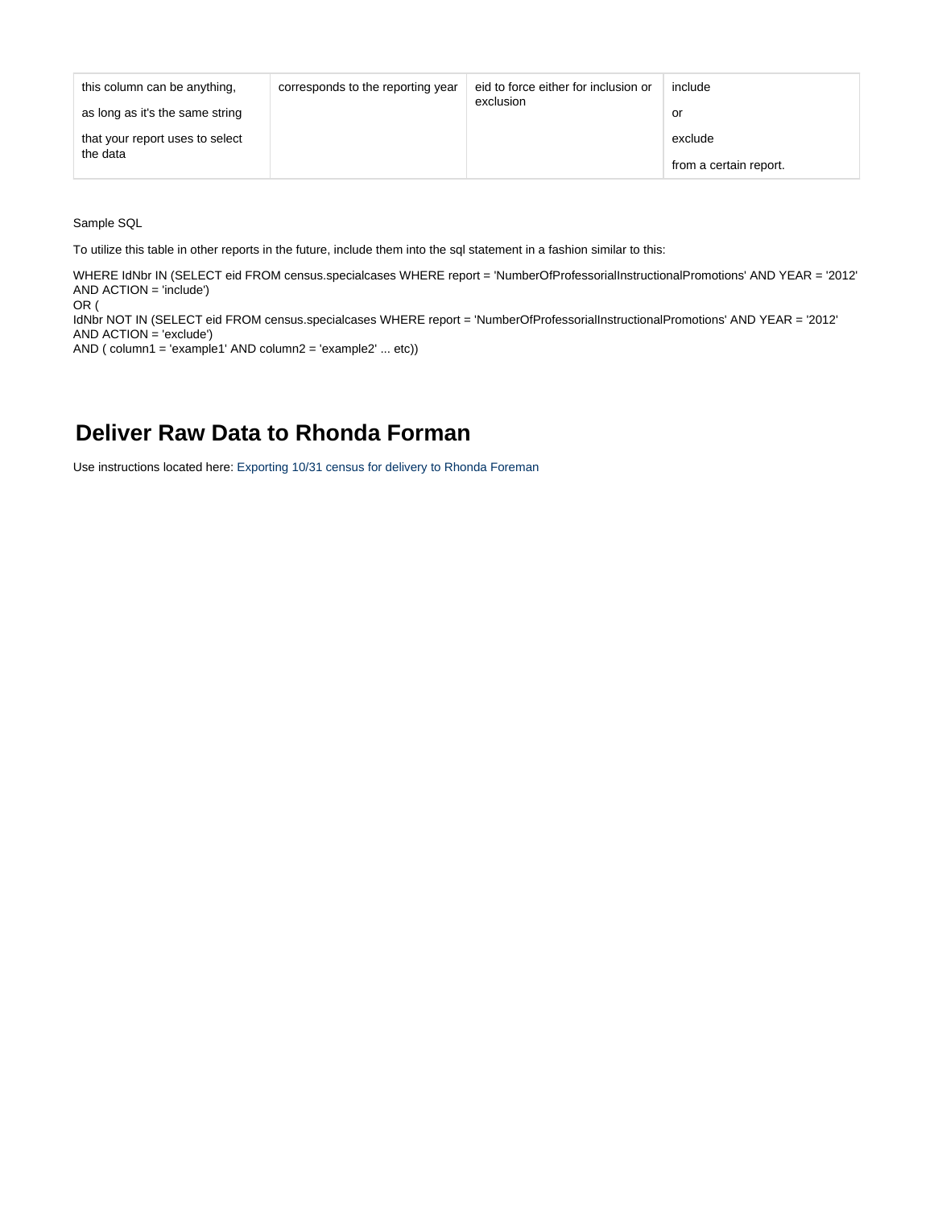| | | | |
|---|---|---|---|
| this column can be anything, as long as it's the same string that your report uses to select the data | corresponds to the reporting year | eid to force either for inclusion or exclusion | include or exclude from a certain report. |

Sample SQL

To utilize this table in other reports in the future, include them into the sql statement in a fashion similar to this:

WHERE IdNbr IN (SELECT eid FROM census.specialcases WHERE report = 'NumberOfProfessorialInstructionalPromotions' AND YEAR = '2012' AND ACTION = 'include')
OR (
IdNbr NOT IN (SELECT eid FROM census.specialcases WHERE report = 'NumberOfProfessorialInstructionalPromotions' AND YEAR = '2012' AND ACTION = 'exclude')
AND ( column1 = 'example1' AND column2 = 'example2' ... etc))

## Deliver Raw Data to Rhonda Forman

Use instructions located here: Exporting 10/31 census for delivery to Rhonda Foreman